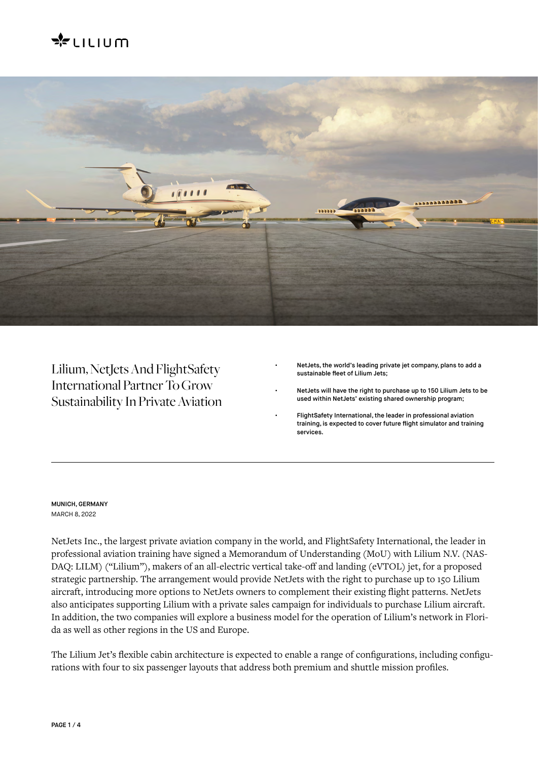# Lilium, NetJets And FlightSafety International Partner To Grow Sustainability In Private Aviation

- **NetJets, the world's leading private jet company, plans to add a sustainable fleet of Lilium Jets;**
- **NetJets will have the right to purchase up to 150 Lilium Jets to be used within NetJets' existing shared ownership program;**
- **FlightSafety International, the leader in professional aviation training, is expected to cover future flight simulator and training services.**

**MUNICH, GERMANY**
MARCH 8, 2022

NetJets Inc., the largest private aviation company in the world, and FlightSafety International, the leader in professional aviation training have signed a Memorandum of Understanding (MoU) with Lilium N.V. (NASDAQ: LILM) ("Lilium"), makers of an all-electric vertical take-off and landing (eVTOL) jet, for a proposed strategic partnership. The arrangement would provide NetJets with the right to purchase up to 150 Lilium aircraft, introducing more options to NetJets owners to complement their existing flight patterns. NetJets also anticipates supporting Lilium with a private sales campaign for individuals to purchase Lilium aircraft. In addition, the two companies will explore a business model for the operation of Lilium's network in Florida as well as other regions in the US and Europe.

The Lilium Jet's flexible cabin architecture is expected to enable a range of configurations, including configurations with four to six passenger layouts that address both premium and shuttle mission profiles.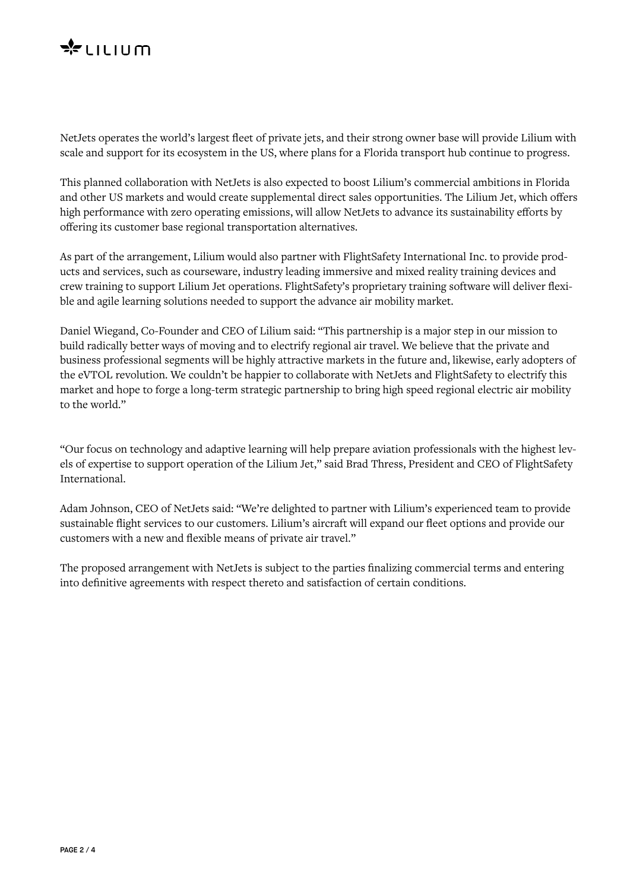NetJets operates the world's largest fleet of private jets, and their strong owner base will provide Lilium with scale and support for its ecosystem in the US, where plans for a Florida transport hub continue to progress.

This planned collaboration with NetJets is also expected to boost Lilium's commercial ambitions in Florida and other US markets and would create supplemental direct sales opportunities. The Lilium Jet, which offers high performance with zero operating emissions, will allow NetJets to advance its sustainability efforts by offering its customer base regional transportation alternatives.

As part of the arrangement, Lilium would also partner with FlightSafety International Inc. to provide products and services, such as courseware, industry leading immersive and mixed reality training devices and crew training to support Lilium Jet operations. FlightSafety's proprietary training software will deliver flexible and agile learning solutions needed to support the advance air mobility market.

Daniel Wiegand, Co-Founder and CEO of Lilium said: "This partnership is a major step in our mission to build radically better ways of moving and to electrify regional air travel. We believe that the private and business professional segments will be highly attractive markets in the future and, likewise, early adopters of the eVTOL revolution. We couldn't be happier to collaborate with NetJets and FlightSafety to electrify this market and hope to forge a long-term strategic partnership to bring high speed regional electric air mobility to the world."

"Our focus on technology and adaptive learning will help prepare aviation professionals with the highest levels of expertise to support operation of the Lilium Jet," said Brad Thress, President and CEO of FlightSafety International.

Adam Johnson, CEO of NetJets said: "We're delighted to partner with Lilium's experienced team to provide sustainable flight services to our customers. Lilium's aircraft will expand our fleet options and provide our customers with a new and flexible means of private air travel."

The proposed arrangement with NetJets is subject to the parties finalizing commercial terms and entering into definitive agreements with respect thereto and satisfaction of certain conditions.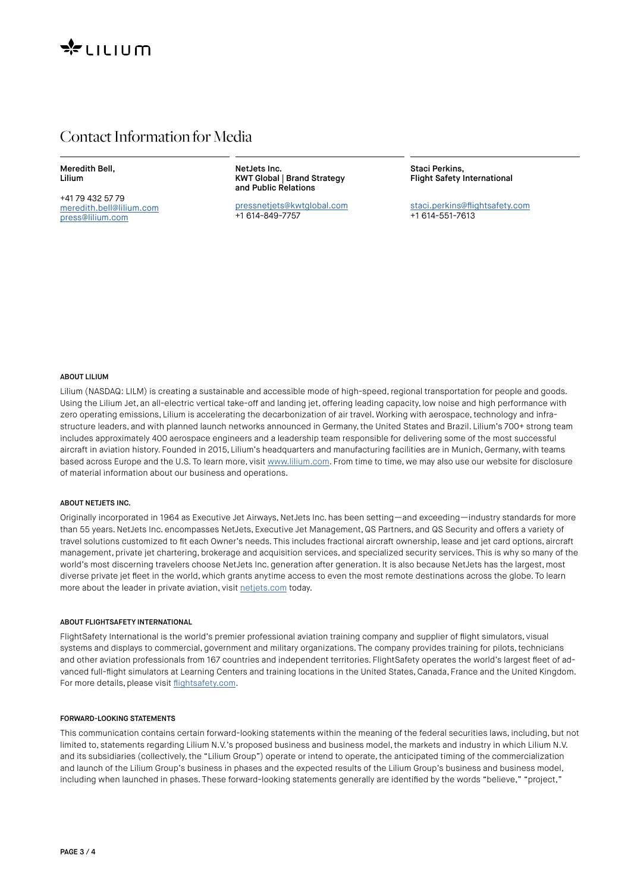## Contact Information for Media

**Meredith Bell, Lilium**

+41 79 432 57 79
meredith.bell@lilium.com
press@lilium.com

**NetJets Inc.**
**KWT Global | Brand Strategy and Public Relations**

pressnetjets@kwtglobal.com
+1 614-849-7757

**Staci Perkins, Flight Safety International**

staci.perkins@flightsafety.com
+1 614-551-7613

#### ABOUT LILIUM

Lilium (NASDAQ: LILM) is creating a sustainable and accessible mode of high-speed, regional transportation for people and goods. Using the Lilium Jet, an all-electric vertical take-off and landing jet, offering leading capacity, low noise and high performance with zero operating emissions, Lilium is accelerating the decarbonization of air travel. Working with aerospace, technology and infrastructure leaders, and with planned launch networks announced in Germany, the United States and Brazil. Lilium's 700+ strong team includes approximately 400 aerospace engineers and a leadership team responsible for delivering some of the most successful aircraft in aviation history. Founded in 2015, Lilium's headquarters and manufacturing facilities are in Munich, Germany, with teams based across Europe and the U.S. To learn more, visit www.lilium.com. From time to time, we may also use our website for disclosure of material information about our business and operations.

#### ABOUT NETJETS INC.

Originally incorporated in 1964 as Executive Jet Airways, NetJets Inc. has been setting—and exceeding—industry standards for more than 55 years. NetJets Inc. encompasses NetJets, Executive Jet Management, QS Partners, and QS Security and offers a variety of travel solutions customized to fit each Owner's needs. This includes fractional aircraft ownership, lease and jet card options, aircraft management, private jet chartering, brokerage and acquisition services, and specialized security services. This is why so many of the world's most discerning travelers choose NetJets Inc. generation after generation. It is also because NetJets has the largest, most diverse private jet fleet in the world, which grants anytime access to even the most remote destinations across the globe. To learn more about the leader in private aviation, visit netjets.com today.

#### ABOUT FLIGHTSAFETY INTERNATIONAL

FlightSafety International is the world's premier professional aviation training company and supplier of flight simulators, visual systems and displays to commercial, government and military organizations. The company provides training for pilots, technicians and other aviation professionals from 167 countries and independent territories. FlightSafety operates the world's largest fleet of advanced full-flight simulators at Learning Centers and training locations in the United States, Canada, France and the United Kingdom. For more details, please visit flightsafety.com.

#### FORWARD-LOOKING STATEMENTS

This communication contains certain forward-looking statements within the meaning of the federal securities laws, including, but not limited to, statements regarding Lilium N.V.'s proposed business and business model, the markets and industry in which Lilium N.V. and its subsidiaries (collectively, the "Lilium Group") operate or intend to operate, the anticipated timing of the commercialization and launch of the Lilium Group's business in phases and the expected results of the Lilium Group's business and business model, including when launched in phases. These forward-looking statements generally are identified by the words "believe," "project,"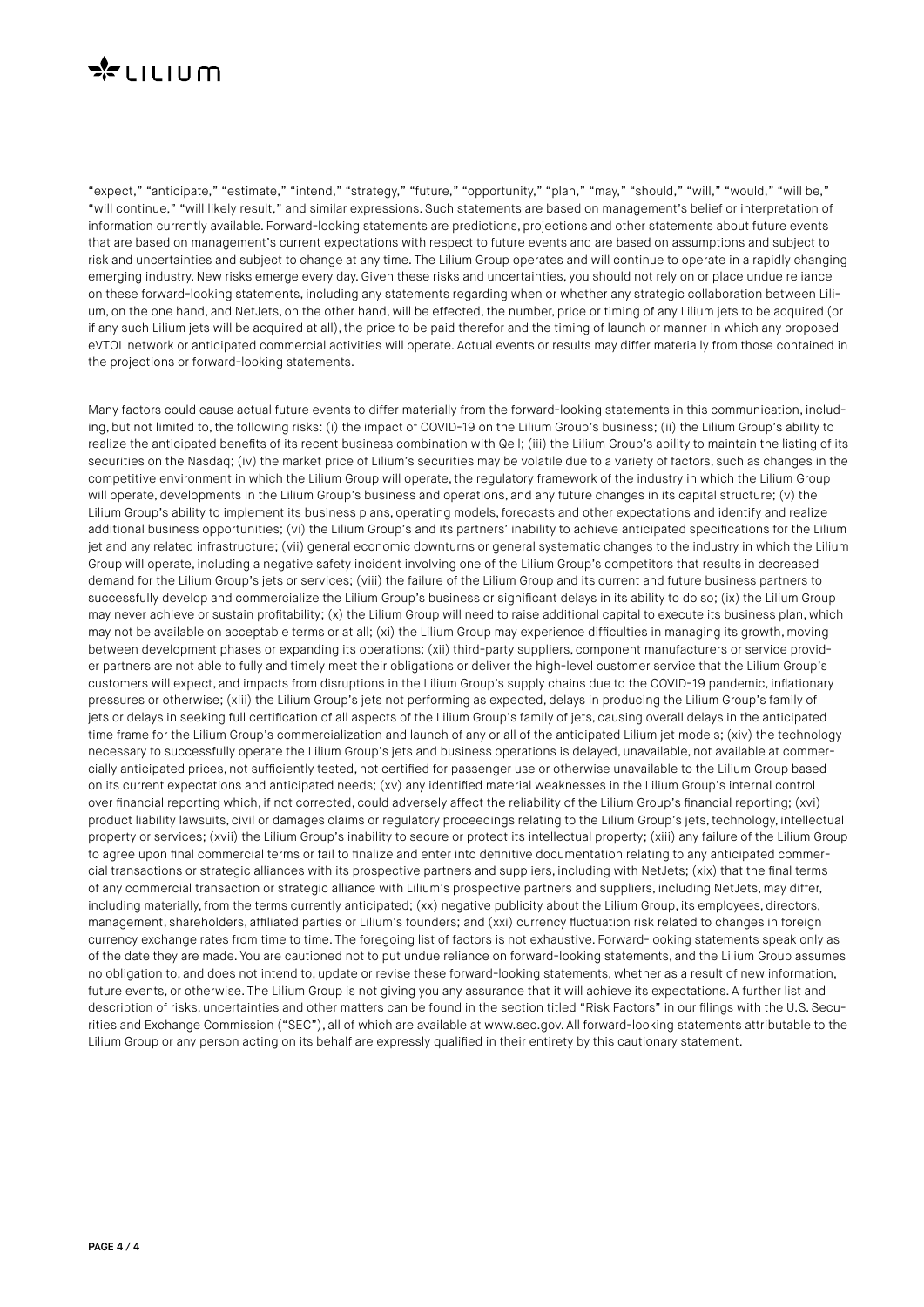"expect," "anticipate," "estimate," "intend," "strategy," "future," "opportunity," "plan," "may," "should," "will," "would," "will be," "will continue," "will likely result," and similar expressions. Such statements are based on management's belief or interpretation of information currently available. Forward-looking statements are predictions, projections and other statements about future events that are based on management's current expectations with respect to future events and are based on assumptions and subject to risk and uncertainties and subject to change at any time. The Lilium Group operates and will continue to operate in a rapidly changing emerging industry. New risks emerge every day. Given these risks and uncertainties, you should not rely on or place undue reliance on these forward-looking statements, including any statements regarding when or whether any strategic collaboration between Lilium, on the one hand, and NetJets, on the other hand, will be effected, the number, price or timing of any Lilium jets to be acquired (or if any such Lilium jets will be acquired at all), the price to be paid therefor and the timing of launch or manner in which any proposed eVTOL network or anticipated commercial activities will operate. Actual events or results may differ materially from those contained in the projections or forward-looking statements.

Many factors could cause actual future events to differ materially from the forward-looking statements in this communication, including, but not limited to, the following risks: (i) the impact of COVID-19 on the Lilium Group's business; (ii) the Lilium Group's ability to realize the anticipated benefits of its recent business combination with Qell; (iii) the Lilium Group's ability to maintain the listing of its securities on the Nasdaq; (iv) the market price of Lilium's securities may be volatile due to a variety of factors, such as changes in the competitive environment in which the Lilium Group will operate, the regulatory framework of the industry in which the Lilium Group will operate, developments in the Lilium Group's business and operations, and any future changes in its capital structure; (v) the Lilium Group's ability to implement its business plans, operating models, forecasts and other expectations and identify and realize additional business opportunities; (vi) the Lilium Group's and its partners' inability to achieve anticipated specifications for the Lilium jet and any related infrastructure; (vii) general economic downturns or general systematic changes to the industry in which the Lilium Group will operate, including a negative safety incident involving one of the Lilium Group's competitors that results in decreased demand for the Lilium Group's jets or services; (viii) the failure of the Lilium Group and its current and future business partners to successfully develop and commercialize the Lilium Group's business or significant delays in its ability to do so; (ix) the Lilium Group may never achieve or sustain profitability; (x) the Lilium Group will need to raise additional capital to execute its business plan, which may not be available on acceptable terms or at all; (xi) the Lilium Group may experience difficulties in managing its growth, moving between development phases or expanding its operations; (xii) third-party suppliers, component manufacturers or service provider partners are not able to fully and timely meet their obligations or deliver the high-level customer service that the Lilium Group's customers will expect, and impacts from disruptions in the Lilium Group's supply chains due to the COVID-19 pandemic, inflationary pressures or otherwise; (xiii) the Lilium Group's jets not performing as expected, delays in producing the Lilium Group's family of jets or delays in seeking full certification of all aspects of the Lilium Group's family of jets, causing overall delays in the anticipated time frame for the Lilium Group's commercialization and launch of any or all of the anticipated Lilium jet models; (xiv) the technology necessary to successfully operate the Lilium Group's jets and business operations is delayed, unavailable, not available at commercially anticipated prices, not sufficiently tested, not certified for passenger use or otherwise unavailable to the Lilium Group based on its current expectations and anticipated needs; (xv) any identified material weaknesses in the Lilium Group's internal control over financial reporting which, if not corrected, could adversely affect the reliability of the Lilium Group's financial reporting; (xvi) product liability lawsuits, civil or damages claims or regulatory proceedings relating to the Lilium Group's jets, technology, intellectual property or services; (xvii) the Lilium Group's inability to secure or protect its intellectual property; (xiii) any failure of the Lilium Group to agree upon final commercial terms or fail to finalize and enter into definitive documentation relating to any anticipated commercial transactions or strategic alliances with its prospective partners and suppliers, including with NetJets; (xix) that the final terms of any commercial transaction or strategic alliance with Lilium's prospective partners and suppliers, including NetJets, may differ, including materially, from the terms currently anticipated; (xx) negative publicity about the Lilium Group, its employees, directors, management, shareholders, affiliated parties or Lilium's founders; and (xxi) currency fluctuation risk related to changes in foreign currency exchange rates from time to time. The foregoing list of factors is not exhaustive. Forward-looking statements speak only as of the date they are made. You are cautioned not to put undue reliance on forward-looking statements, and the Lilium Group assumes no obligation to, and does not intend to, update or revise these forward-looking statements, whether as a result of new information, future events, or otherwise. The Lilium Group is not giving you any assurance that it will achieve its expectations. A further list and description of risks, uncertainties and other matters can be found in the section titled "Risk Factors" in our filings with the U.S. Securities and Exchange Commission ("SEC"), all of which are available at www.sec.gov. All forward-looking statements attributable to the Lilium Group or any person acting on its behalf are expressly qualified in their entirety by this cautionary statement.